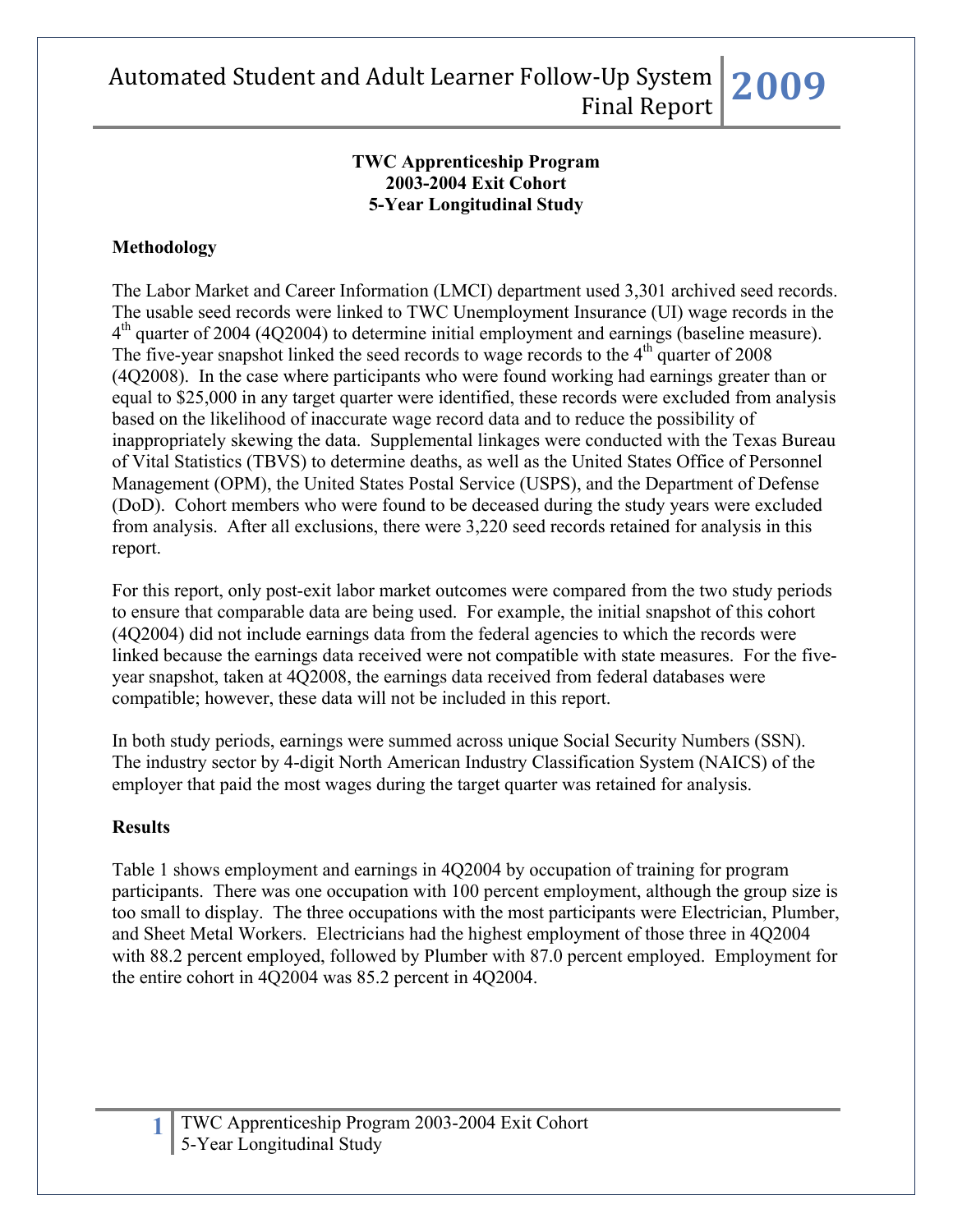# TWC Apprenticeship Program
## 2003-2004 Exit Cohort
## 5-Year Longitudinal Study

### Methodology

The Labor Market and Career Information (LMCI) department used 3,301 archived seed records. The usable seed records were linked to TWC Unemployment Insurance (UI) wage records in the 4th quarter of 2004 (4Q2004) to determine initial employment and earnings (baseline measure). The five-year snapshot linked the seed records to wage records to the 4th quarter of 2008 (4Q2008). In the case where participants who were found working had earnings greater than or equal to $25,000 in any target quarter were identified, these records were excluded from analysis based on the likelihood of inaccurate wage record data and to reduce the possibility of inappropriately skewing the data. Supplemental linkages were conducted with the Texas Bureau of Vital Statistics (TBVS) to determine deaths, as well as the United States Office of Personnel Management (OPM), the United States Postal Service (USPS), and the Department of Defense (DoD). Cohort members who were found to be deceased during the study years were excluded from analysis. After all exclusions, there were 3,220 seed records retained for analysis in this report.

For this report, only post-exit labor market outcomes were compared from the two study periods to ensure that comparable data are being used. For example, the initial snapshot of this cohort (4Q2004) did not include earnings data from the federal agencies to which the records were linked because the earnings data received were not compatible with state measures. For the five-year snapshot, taken at 4Q2008, the earnings data received from federal databases were compatible; however, these data will not be included in this report.

In both study periods, earnings were summed across unique Social Security Numbers (SSN). The industry sector by 4-digit North American Industry Classification System (NAICS) of the employer that paid the most wages during the target quarter was retained for analysis.

### Results

Table 1 shows employment and earnings in 4Q2004 by occupation of training for program participants. There was one occupation with 100 percent employment, although the group size is too small to display. The three occupations with the most participants were Electrician, Plumber, and Sheet Metal Workers. Electricians had the highest employment of those three in 4Q2004 with 88.2 percent employed, followed by Plumber with 87.0 percent employed. Employment for the entire cohort in 4Q2004 was 85.2 percent in 4Q2004.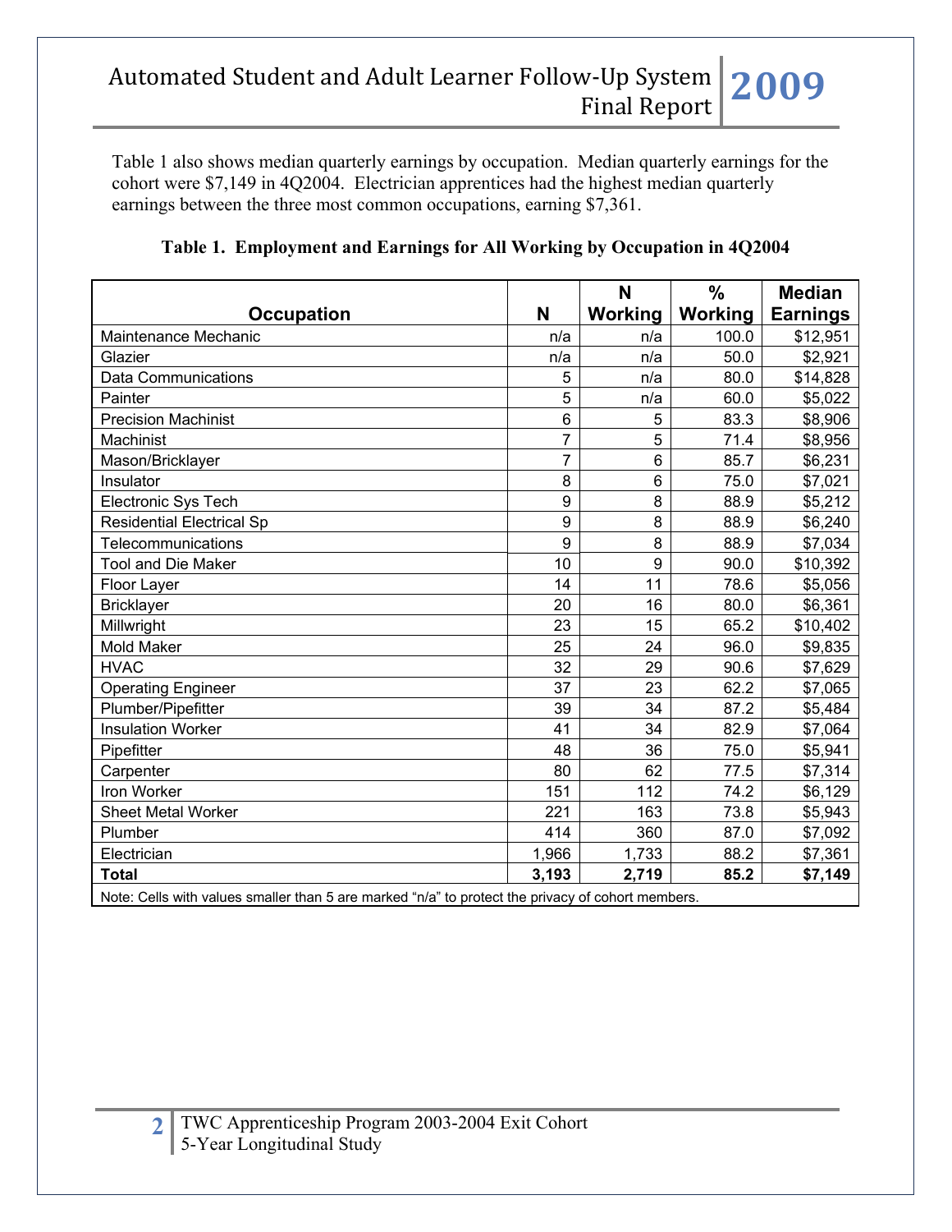Table 1 also shows median quarterly earnings by occupation. Median quarterly earnings for the cohort were $7,149 in 4Q2004. Electrician apprentices had the highest median quarterly earnings between the three most common occupations, earning $7,361.

**Table 1. Employment and Earnings for All Working by Occupation in 4Q2004**

| Occupation | N | N Working | % Working | Median Earnings |
|---|---|---|---|---|
| Maintenance Mechanic | n/a | n/a | 100.0 | $12,951 |
| Glazier | n/a | n/a | 50.0 | $2,921 |
| Data Communications | 5 | n/a | 80.0 | $14,828 |
| Painter | 5 | n/a | 60.0 | $5,022 |
| Precision Machinist | 6 | 5 | 83.3 | $8,906 |
| Machinist | 7 | 5 | 71.4 | $8,956 |
| Mason/Bricklayer | 7 | 6 | 85.7 | $6,231 |
| Insulator | 8 | 6 | 75.0 | $7,021 |
| Electronic Sys Tech | 9 | 8 | 88.9 | $5,212 |
| Residential Electrical Sp | 9 | 8 | 88.9 | $6,240 |
| Telecommunications | 9 | 8 | 88.9 | $7,034 |
| Tool and Die Maker | 10 | 9 | 90.0 | $10,392 |
| Floor Layer | 14 | 11 | 78.6 | $5,056 |
| Bricklayer | 20 | 16 | 80.0 | $6,361 |
| Millwright | 23 | 15 | 65.2 | $10,402 |
| Mold Maker | 25 | 24 | 96.0 | $9,835 |
| HVAC | 32 | 29 | 90.6 | $7,629 |
| Operating Engineer | 37 | 23 | 62.2 | $7,065 |
| Plumber/Pipefitter | 39 | 34 | 87.2 | $5,484 |
| Insulation Worker | 41 | 34 | 82.9 | $7,064 |
| Pipefitter | 48 | 36 | 75.0 | $5,941 |
| Carpenter | 80 | 62 | 77.5 | $7,314 |
| Iron Worker | 151 | 112 | 74.2 | $6,129 |
| Sheet Metal Worker | 221 | 163 | 73.8 | $5,943 |
| Plumber | 414 | 360 | 87.0 | $7,092 |
| Electrician | 1,966 | 1,733 | 88.2 | $7,361 |
| **Total** | **3,193** | **2,719** | **85.2** | **$7,149** |

Note: Cells with values smaller than 5 are marked "n/a" to protect the privacy of cohort members.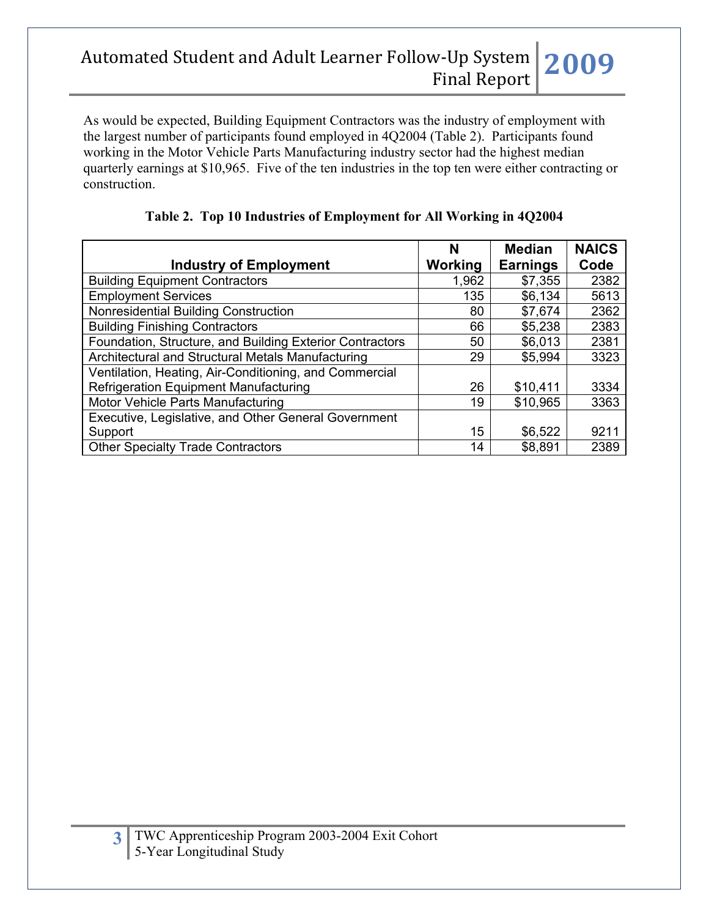As would be expected, Building Equipment Contractors was the industry of employment with the largest number of participants found employed in 4Q2004 (Table 2). Participants found working in the Motor Vehicle Parts Manufacturing industry sector had the highest median quarterly earnings at $10,965. Five of the ten industries in the top ten were either contracting or construction.

**Table 2. Top 10 Industries of Employment for All Working in 4Q2004**

| Industry of Employment | N Working | Median Earnings | NAICS Code |
|---|---:|---:|---:|
| Building Equipment Contractors | 1,962 | $7,355 | 2382 |
| Employment Services | 135 | $6,134 | 5613 |
| Nonresidential Building Construction | 80 | $7,674 | 2362 |
| Building Finishing Contractors | 66 | $5,238 | 2383 |
| Foundation, Structure, and Building Exterior Contractors | 50 | $6,013 | 2381 |
| Architectural and Structural Metals Manufacturing | 29 | $5,994 | 3323 |
| Ventilation, Heating, Air-Conditioning, and Commercial Refrigeration Equipment Manufacturing | 26 | $10,411 | 3334 |
| Motor Vehicle Parts Manufacturing | 19 | $10,965 | 3363 |
| Executive, Legislative, and Other General Government Support | 15 | $6,522 | 9211 |
| Other Specialty Trade Contractors | 14 | $8,891 | 2389 |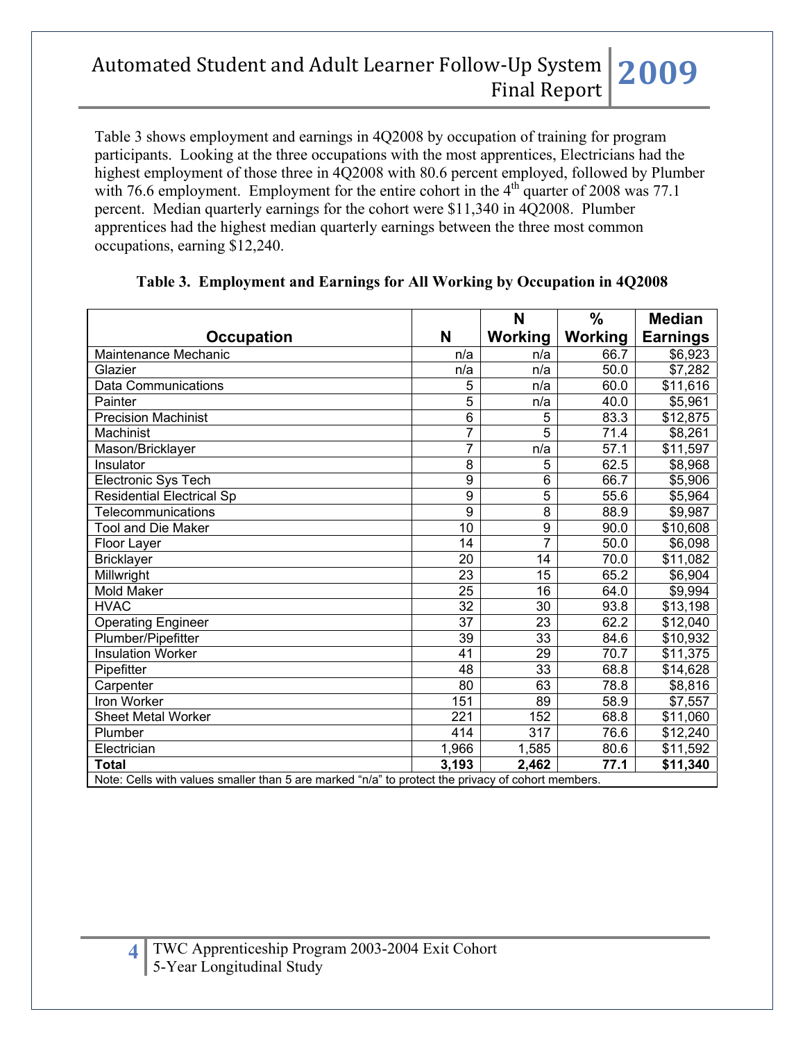Table 3 shows employment and earnings in 4Q2008 by occupation of training for program participants. Looking at the three occupations with the most apprentices, Electricians had the highest employment of those three in 4Q2008 with 80.6 percent employed, followed by Plumber with 76.6 employment. Employment for the entire cohort in the 4th quarter of 2008 was 77.1 percent. Median quarterly earnings for the cohort were $11,340 in 4Q2008. Plumber apprentices had the highest median quarterly earnings between the three most common occupations, earning $12,240.

**Table 3. Employment and Earnings for All Working by Occupation in 4Q2008**

| Occupation | N | N Working | % Working | Median Earnings |
|---|---|---|---|---|
| Maintenance Mechanic | n/a | n/a | 66.7 | $6,923 |
| Glazier | n/a | n/a | 50.0 | $7,282 |
| Data Communications | 5 | n/a | 60.0 | $11,616 |
| Painter | 5 | n/a | 40.0 | $5,961 |
| Precision Machinist | 6 | 5 | 83.3 | $12,875 |
| Machinist | 7 | 5 | 71.4 | $8,261 |
| Mason/Bricklayer | 7 | n/a | 57.1 | $11,597 |
| Insulator | 8 | 5 | 62.5 | $8,968 |
| Electronic Sys Tech | 9 | 6 | 66.7 | $5,906 |
| Residential Electrical Sp | 9 | 5 | 55.6 | $5,964 |
| Telecommunications | 9 | 8 | 88.9 | $9,987 |
| Tool and Die Maker | 10 | 9 | 90.0 | $10,608 |
| Floor Layer | 14 | 7 | 50.0 | $6,098 |
| Bricklayer | 20 | 14 | 70.0 | $11,082 |
| Millwright | 23 | 15 | 65.2 | $6,904 |
| Mold Maker | 25 | 16 | 64.0 | $9,994 |
| HVAC | 32 | 30 | 93.8 | $13,198 |
| Operating Engineer | 37 | 23 | 62.2 | $12,040 |
| Plumber/Pipefitter | 39 | 33 | 84.6 | $10,932 |
| Insulation Worker | 41 | 29 | 70.7 | $11,375 |
| Pipefitter | 48 | 33 | 68.8 | $14,628 |
| Carpenter | 80 | 63 | 78.8 | $8,816 |
| Iron Worker | 151 | 89 | 58.9 | $7,557 |
| Sheet Metal Worker | 221 | 152 | 68.8 | $11,060 |
| Plumber | 414 | 317 | 76.6 | $12,240 |
| Electrician | 1,966 | 1,585 | 80.6 | $11,592 |
| **Total** | **3,193** | **2,462** | **77.1** | **$11,340** |

Note: Cells with values smaller than 5 are marked "n/a" to protect the privacy of cohort members.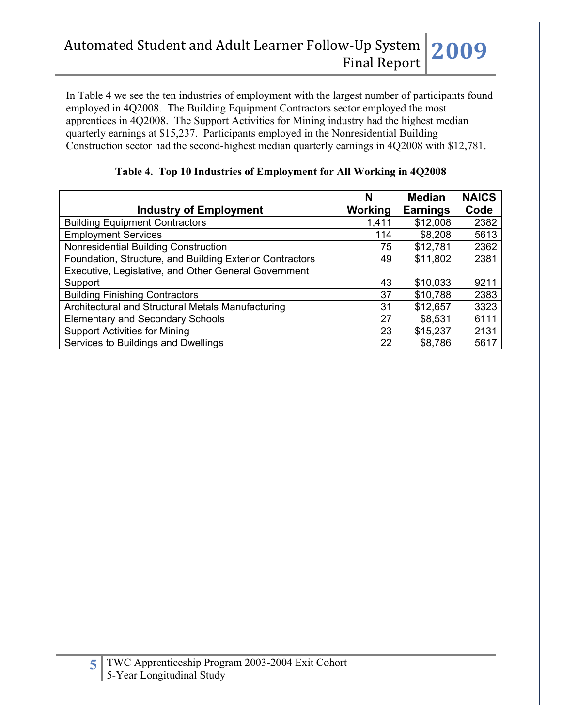In Table 4 we see the ten industries of employment with the largest number of participants found employed in 4Q2008. The Building Equipment Contractors sector employed the most apprentices in 4Q2008. The Support Activities for Mining industry had the highest median quarterly earnings at $15,237. Participants employed in the Nonresidential Building Construction sector had the second-highest median quarterly earnings in 4Q2008 with $12,781.

**Table 4. Top 10 Industries of Employment for All Working in 4Q2008**

| Industry of Employment | N Working | Median Earnings | NAICS Code |
|---|---|---|---|
| Building Equipment Contractors | 1,411 | $12,008 | 2382 |
| Employment Services | 114 | $8,208 | 5613 |
| Nonresidential Building Construction | 75 | $12,781 | 2362 |
| Foundation, Structure, and Building Exterior Contractors | 49 | $11,802 | 2381 |
| Executive, Legislative, and Other General Government Support | 43 | $10,033 | 9211 |
| Building Finishing Contractors | 37 | $10,788 | 2383 |
| Architectural and Structural Metals Manufacturing | 31 | $12,657 | 3323 |
| Elementary and Secondary Schools | 27 | $8,531 | 6111 |
| Support Activities for Mining | 23 | $15,237 | 2131 |
| Services to Buildings and Dwellings | 22 | $8,786 | 5617 |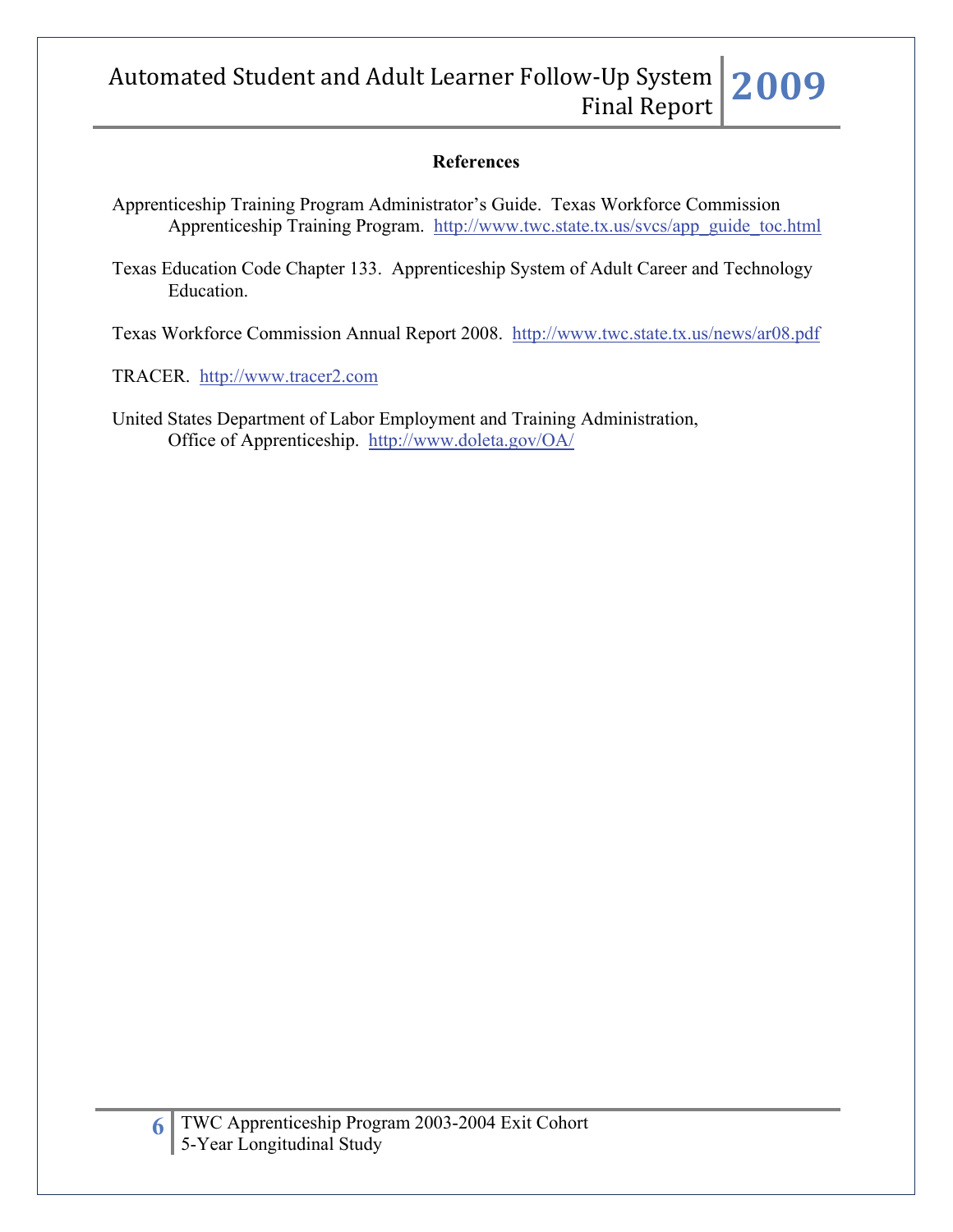## References

Apprenticeship Training Program Administrator's Guide. Texas Workforce Commission Apprenticeship Training Program. http://www.twc.state.tx.us/svcs/app_guide_toc.html

Texas Education Code Chapter 133. Apprenticeship System of Adult Career and Technology Education.

Texas Workforce Commission Annual Report 2008. http://www.twc.state.tx.us/news/ar08.pdf

TRACER. http://www.tracer2.com

United States Department of Labor Employment and Training Administration, Office of Apprenticeship. http://www.doleta.gov/OA/